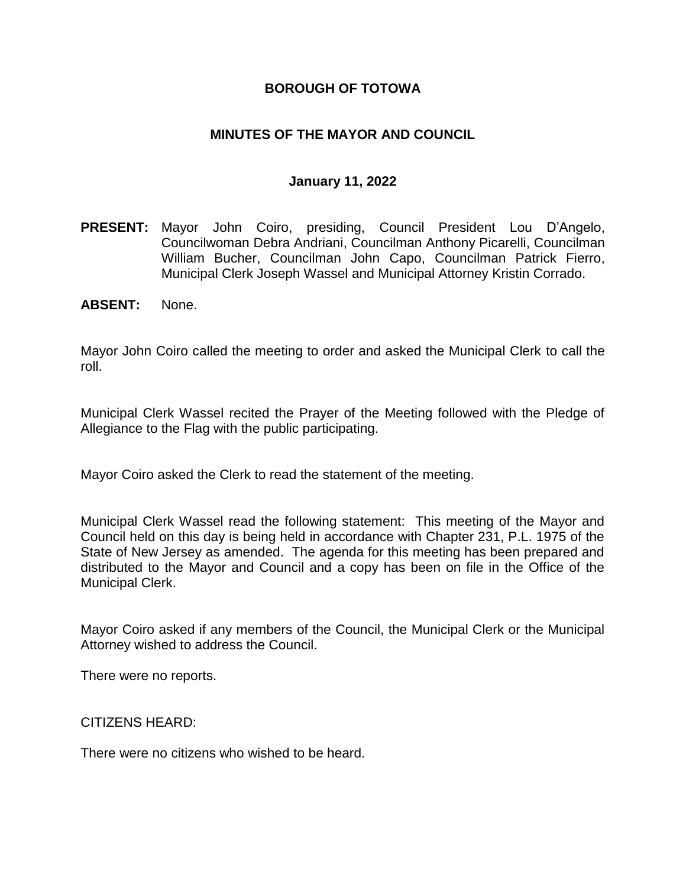# BOROUGH OF TOTOWA

## MINUTES OF THE MAYOR AND COUNCIL

### January 11, 2022

**PRESENT:** Mayor John Coiro, presiding, Council President Lou D'Angelo, Councilwoman Debra Andriani, Councilman Anthony Picarelli, Councilman William Bucher, Councilman John Capo, Councilman Patrick Fierro, Municipal Clerk Joseph Wassel and Municipal Attorney Kristin Corrado.

**ABSENT:** None.

Mayor John Coiro called the meeting to order and asked the Municipal Clerk to call the roll.

Municipal Clerk Wassel recited the Prayer of the Meeting followed with the Pledge of Allegiance to the Flag with the public participating.

Mayor Coiro asked the Clerk to read the statement of the meeting.

Municipal Clerk Wassel read the following statement: This meeting of the Mayor and Council held on this day is being held in accordance with Chapter 231, P.L. 1975 of the State of New Jersey as amended. The agenda for this meeting has been prepared and distributed to the Mayor and Council and a copy has been on file in the Office of the Municipal Clerk.

Mayor Coiro asked if any members of the Council, the Municipal Clerk or the Municipal Attorney wished to address the Council.

There were no reports.

CITIZENS HEARD:

There were no citizens who wished to be heard.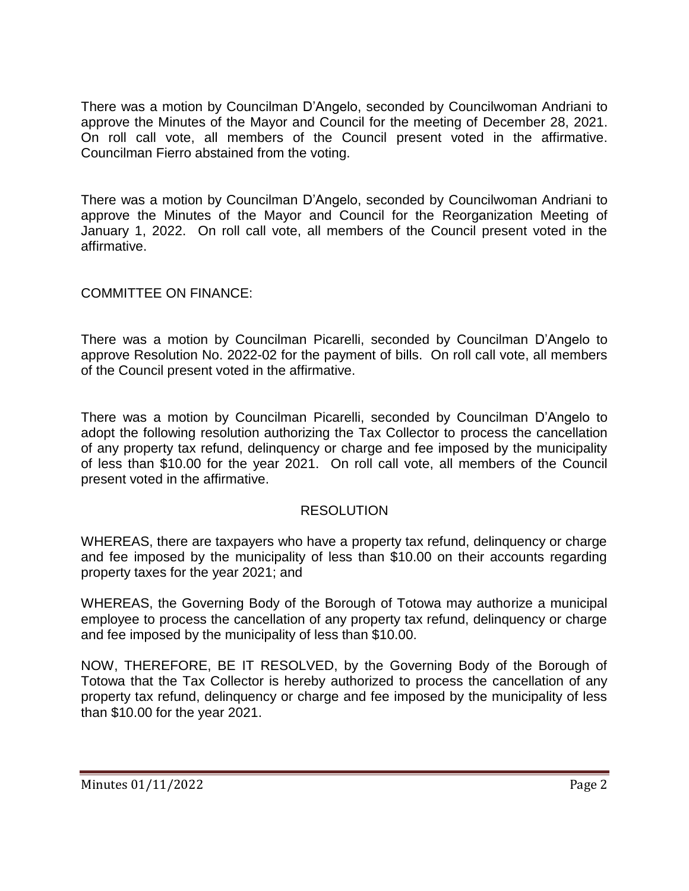There was a motion by Councilman D'Angelo, seconded by Councilwoman Andriani to approve the Minutes of the Mayor and Council for the meeting of December 28, 2021. On roll call vote, all members of the Council present voted in the affirmative. Councilman Fierro abstained from the voting.

There was a motion by Councilman D'Angelo, seconded by Councilwoman Andriani to approve the Minutes of the Mayor and Council for the Reorganization Meeting of January 1, 2022. On roll call vote, all members of the Council present voted in the affirmative.

COMMITTEE ON FINANCE:

There was a motion by Councilman Picarelli, seconded by Councilman D'Angelo to approve Resolution No. 2022-02 for the payment of bills. On roll call vote, all members of the Council present voted in the affirmative.

There was a motion by Councilman Picarelli, seconded by Councilman D'Angelo to adopt the following resolution authorizing the Tax Collector to process the cancellation of any property tax refund, delinquency or charge and fee imposed by the municipality of less than $10.00 for the year 2021. On roll call vote, all members of the Council present voted in the affirmative.

RESOLUTION

WHEREAS, there are taxpayers who have a property tax refund, delinquency or charge and fee imposed by the municipality of less than $10.00 on their accounts regarding property taxes for the year 2021; and

WHEREAS, the Governing Body of the Borough of Totowa may authorize a municipal employee to process the cancellation of any property tax refund, delinquency or charge and fee imposed by the municipality of less than $10.00.

NOW, THEREFORE, BE IT RESOLVED, by the Governing Body of the Borough of Totowa that the Tax Collector is hereby authorized to process the cancellation of any property tax refund, delinquency or charge and fee imposed by the municipality of less than $10.00 for the year 2021.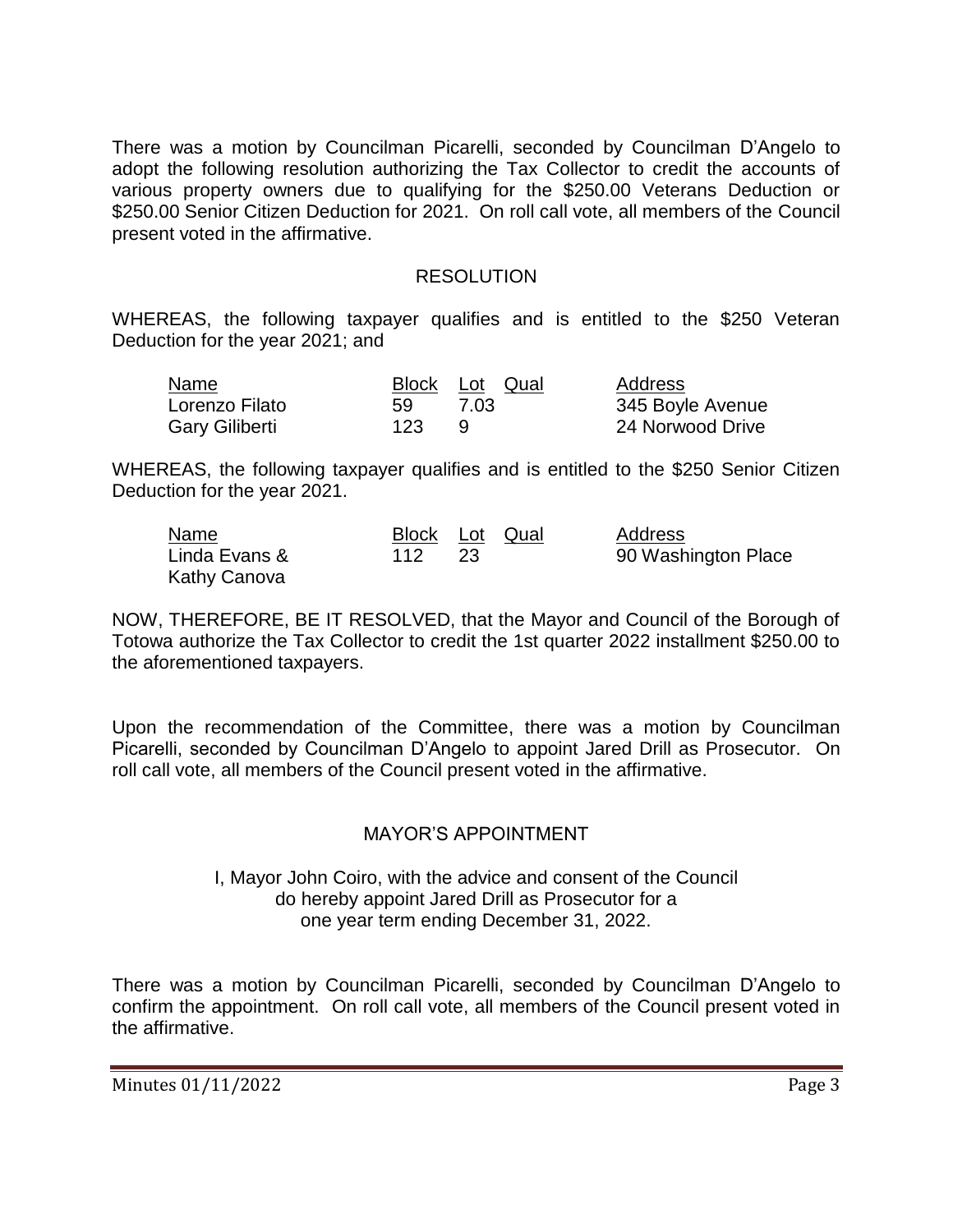There was a motion by Councilman Picarelli, seconded by Councilman D'Angelo to adopt the following resolution authorizing the Tax Collector to credit the accounts of various property owners due to qualifying for the $250.00 Veterans Deduction or $250.00 Senior Citizen Deduction for 2021. On roll call vote, all members of the Council present voted in the affirmative.

## RESOLUTION

WHEREAS, the following taxpayer qualifies and is entitled to the $250 Veteran Deduction for the year 2021; and

| Name | Block | Lot | Qual | Address |
|---|---|---|---|---|
| Lorenzo Filato | 59 | 7.03 | | 345 Boyle Avenue |
| Gary Giliberti | 123 | 9 | | 24 Norwood Drive |

WHEREAS, the following taxpayer qualifies and is entitled to the $250 Senior Citizen Deduction for the year 2021.

| Name | Block | Lot | Qual | Address |
|---|---|---|---|---|
| Linda Evans & Kathy Canova | 112 | 23 | | 90 Washington Place |

NOW, THEREFORE, BE IT RESOLVED, that the Mayor and Council of the Borough of Totowa authorize the Tax Collector to credit the 1st quarter 2022 installment $250.00 to the aforementioned taxpayers.

Upon the recommendation of the Committee, there was a motion by Councilman Picarelli, seconded by Councilman D'Angelo to appoint Jared Drill as Prosecutor. On roll call vote, all members of the Council present voted in the affirmative.

## MAYOR'S APPOINTMENT

I, Mayor John Coiro, with the advice and consent of the Council do hereby appoint Jared Drill as Prosecutor for a one year term ending December 31, 2022.

There was a motion by Councilman Picarelli, seconded by Councilman D'Angelo to confirm the appointment. On roll call vote, all members of the Council present voted in the affirmative.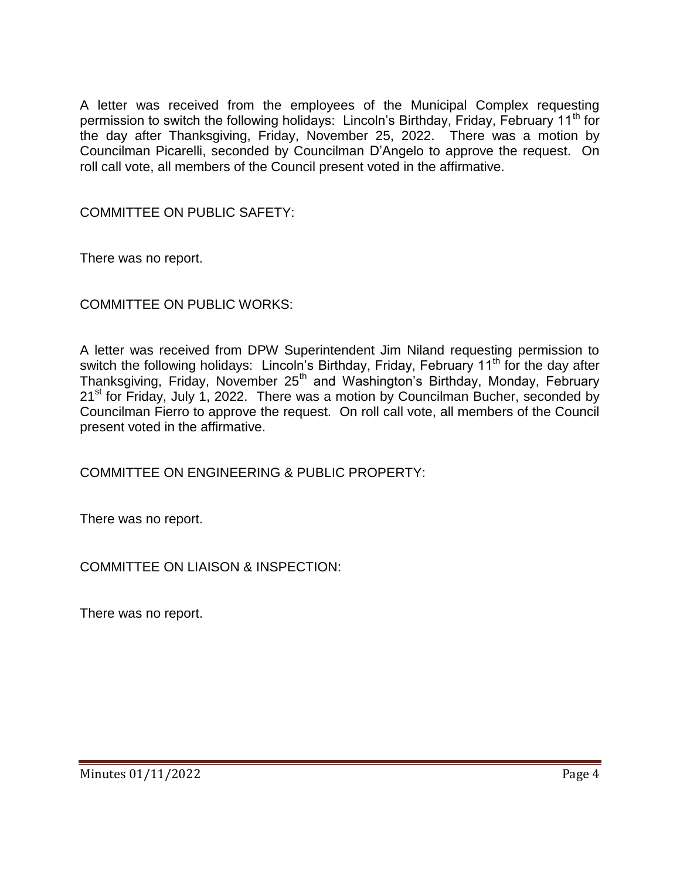A letter was received from the employees of the Municipal Complex requesting permission to switch the following holidays: Lincoln's Birthday, Friday, February 11th for the day after Thanksgiving, Friday, November 25, 2022. There was a motion by Councilman Picarelli, seconded by Councilman D'Angelo to approve the request. On roll call vote, all members of the Council present voted in the affirmative.

COMMITTEE ON PUBLIC SAFETY:

There was no report.

COMMITTEE ON PUBLIC WORKS:

A letter was received from DPW Superintendent Jim Niland requesting permission to switch the following holidays: Lincoln's Birthday, Friday, February 11th for the day after Thanksgiving, Friday, November 25th and Washington's Birthday, Monday, February 21st for Friday, July 1, 2022. There was a motion by Councilman Bucher, seconded by Councilman Fierro to approve the request. On roll call vote, all members of the Council present voted in the affirmative.

COMMITTEE ON ENGINEERING & PUBLIC PROPERTY:

There was no report.

COMMITTEE ON LIAISON & INSPECTION:

There was no report.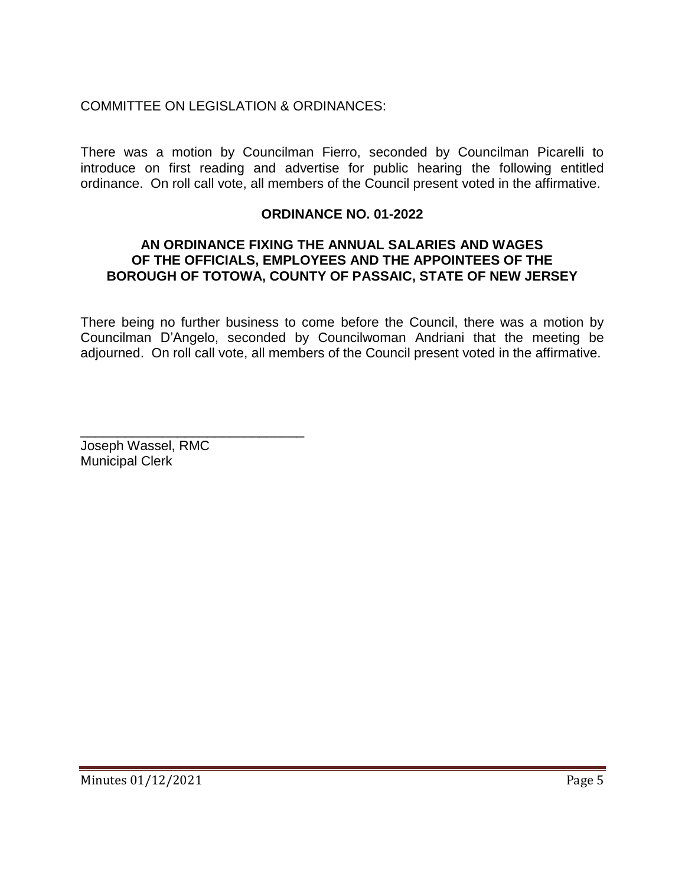COMMITTEE ON LEGISLATION & ORDINANCES:

There was a motion by Councilman Fierro, seconded by Councilman Picarelli to introduce on first reading and advertise for public hearing the following entitled ordinance. On roll call vote, all members of the Council present voted in the affirmative.

**ORDINANCE NO. 01-2022**

**AN ORDINANCE FIXING THE ANNUAL SALARIES AND WAGES OF THE OFFICIALS, EMPLOYEES AND THE APPOINTEES OF THE BOROUGH OF TOTOWA, COUNTY OF PASSAIC, STATE OF NEW JERSEY**

There being no further business to come before the Council, there was a motion by Councilman D'Angelo, seconded by Councilwoman Andriani that the meeting be adjourned. On roll call vote, all members of the Council present voted in the affirmative.

\_\_\_\_\_\_\_\_\_\_\_\_\_\_\_\_\_\_\_\_\_\_\_\_\_\_\_\_\_\_\_\_
Joseph Wassel, RMC
Municipal Clerk